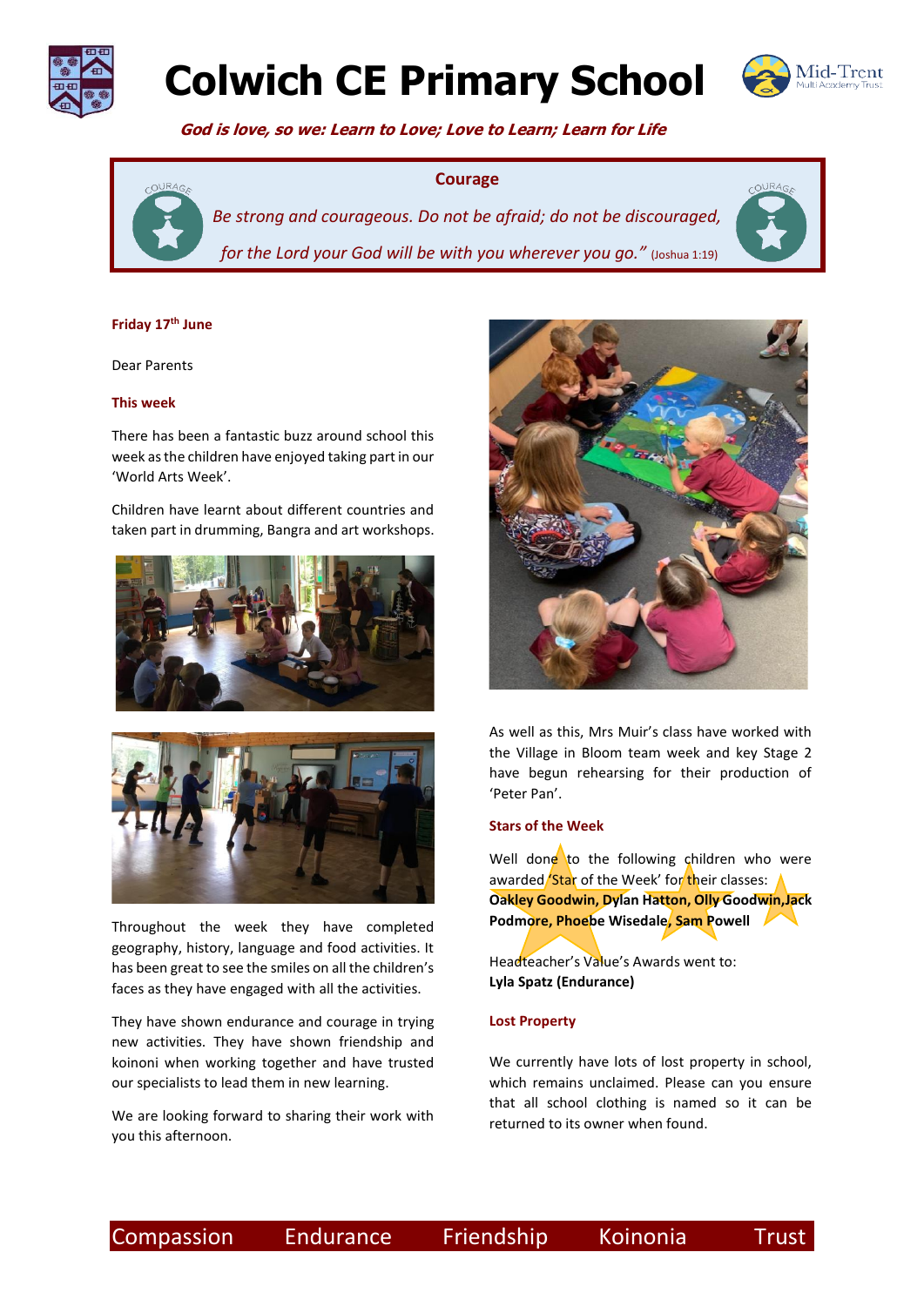# Colwich CE Primary School

***God is love, so we: Learn to Love; Love to Learn; Learn for Life***

**Courage**

*Be strong and courageous. Do not be afraid; do not be discouraged, for the Lord your God will be with you wherever you go."* (Joshua 1:19)

**Friday 17th June**

Dear Parents

**This week**

There has been a fantastic buzz around school this week as the children have enjoyed taking part in our 'World Arts Week'.

Children have learnt about different countries and taken part in drumming, Bangra and art workshops.

Throughout the week they have completed geography, history, language and food activities. It has been great to see the smiles on all the children's faces as they have engaged with all the activities.

They have shown endurance and courage in trying new activities. They have shown friendship and koinoni when working together and have trusted our specialists to lead them in new learning.

We are looking forward to sharing their work with you this afternoon.

As well as this, Mrs Muir's class have worked with the Village in Bloom team week and key Stage 2 have begun rehearsing for their production of 'Peter Pan'.

**Stars of the Week**

Well done to the following children who were awarded 'Star of the Week' for their classes:
**Oakley Goodwin, Dylan Hatton, Olly Goodwin,Jack Podmore, Phoebe Wisedale, Sam Powell**

Headteacher's Value's Awards went to:
**Lyla Spatz (Endurance)**

**Lost Property**

We currently have lots of lost property in school, which remains unclaimed. Please can you ensure that all school clothing is named so it can be returned to its owner when found.

Compassion Endurance Friendship Koinonia Trust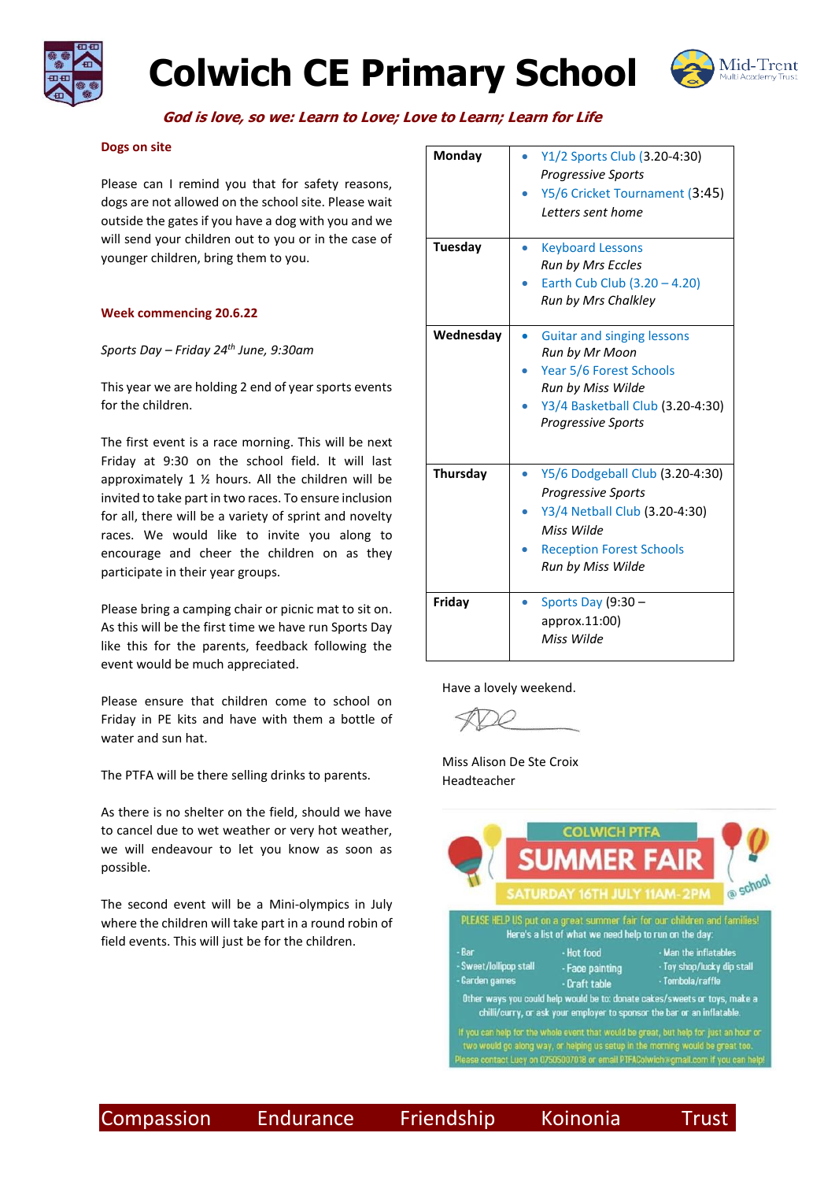# Colwich CE Primary School

***God is love, so we: Learn to Love; Love to Learn; Learn for Life***

## Dogs on site

Please can I remind you that for safety reasons, dogs are not allowed on the school site. Please wait outside the gates if you have a dog with you and we will send your children out to you or in the case of younger children, bring them to you.

## Week commencing 20.6.22

*Sports Day – Friday 24th June, 9:30am*

This year we are holding 2 end of year sports events for the children.

The first event is a race morning. This will be next Friday at 9:30 on the school field. It will last approximately 1 ½ hours. All the children will be invited to take part in two races. To ensure inclusion for all, there will be a variety of sprint and novelty races. We would like to invite you along to encourage and cheer the children on as they participate in their year groups.

Please bring a camping chair or picnic mat to sit on. As this will be the first time we have run Sports Day like this for the parents, feedback following the event would be much appreciated.

Please ensure that children come to school on Friday in PE kits and have with them a bottle of water and sun hat.

The PTFA will be there selling drinks to parents.

As there is no shelter on the field, should we have to cancel due to wet weather or very hot weather, we will endeavour to let you know as soon as possible.

The second event will be a Mini-olympics in July where the children will take part in a round robin of field events. This will just be for the children.

| Day | Activities |
|---|---|
| **Monday** | • Y1/2 Sports Club (3.20-4:30) *Progressive Sports*<br>• Y5/6 Cricket Tournament (3:45) *Letters sent home* |
| **Tuesday** | • Keyboard Lessons *Run by Mrs Eccles*<br>• Earth Cub Club (3.20 – 4.20) *Run by Mrs Chalkley* |
| **Wednesday** | • Guitar and singing lessons *Run by Mr Moon*<br>• Year 5/6 Forest Schools *Run by Miss Wilde*<br>• Y3/4 Basketball Club (3.20-4:30) *Progressive Sports* |
| **Thursday** | • Y5/6 Dodgeball Club (3.20-4:30) *Progressive Sports*<br>• Y3/4 Netball Club (3.20-4:30) *Miss Wilde*<br>• Reception Forest Schools *Run by Miss Wilde* |
| **Friday** | • Sports Day (9:30 – approx.11:00) *Miss Wilde* |

Have a lovely weekend.

Miss Alison De Ste Croix
Headteacher

**COLWICH PTFA**
**SUMMER FAIR**
**SATURDAY 16TH JULY 11AM-2PM** @ school

PLEASE HELP US put on a great summer fair for our children and families!
Here's a list of what we need help to run on the day:

- Bar
- Sweet/lollipop stall
- Garden games
- Hot food
- Face painting
- Craft table
- Man the inflatables
- Toy shop/lucky dip stall
- Tombola/raffle

Other ways you could help would be to: donate cakes/sweets or toys, make a chilli/curry, or ask your employer to sponsor the bar or an inflatable.

If you can help for the whole event that would be great, but help for just an hour or two would go along way, or helping us setup in the morning would be great too. Please contact Lucy on 07505007018 or email PTFAColwich@gmail.com if you can help!

Compassion Endurance Friendship Koinonia Trust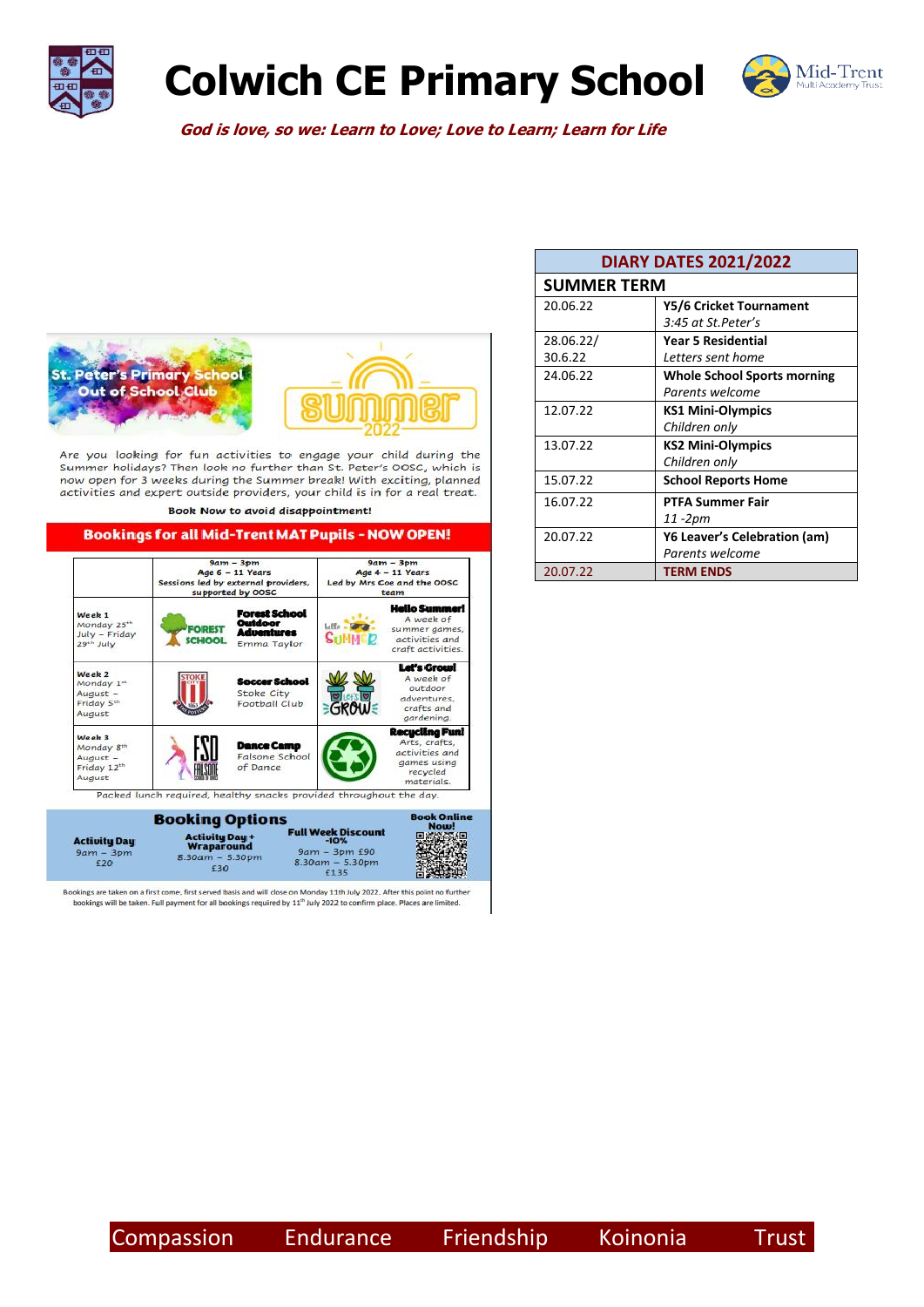# Colwich CE Primary School

***God is love, so we: Learn to Love; Love to Learn; Learn for Life***

**St. Peter's Primary School Out of School Club**

**summer 2022**

Are you looking for fun activities to engage your child during the Summer holidays? Then look no further than St. Peter's OOSC, which is now open for 3 weeks during the Summer break! With exciting, planned activities and expert outside providers, your child is in for a real treat.

**Book Now to avoid disappointment!**

**Bookings for all Mid-Trent MAT Pupils - NOW OPEN!**

| | 9am – 3pm Age 6 – 11 Years Sessions led by external providers, supported by OOSC | 9am – 3pm Age 4 – 11 Years Led by Mrs Coe and the OOSC team |
|---|---|---|
| **Week 1** Monday 25th July – Friday 29th July | **Forest School Outdoor Adventures** Emma Taylor | **Hello Summer!** A week of summer games, activities and craft activities. |
| **Week 2** Monday 1st August – Friday 5th August | **Soccer School** Stoke City Football Club | **Let's Grow!** A week of outdoor adventures, crafts and gardening. |
| **Week 3** Monday 8th August – Friday 12th August | **Dance Camp** Falsone School of Dance | **Recycling Fun!** Arts, crafts, activities and games using recycled materials. |

Packed lunch required, healthy snacks provided throughout the day.

**Booking Options**

| Activity Day | Activity Day + Wraparound | Full Week Discount -10% | Book Online Now! |
|---|---|---|---|
| 9am – 3pm £20 | 8.30am – 5.30pm £30 | 9am – 3pm £90<br>8.30am – 5.30pm £135 | |

Bookings are taken on a first come, first served basis and will close on Monday 11th July 2022. After this point no further bookings will be taken. Full payment for all bookings required by 11th July 2022 to confirm place. Places are limited.

| DIARY DATES 2021/2022 | |
|---|---|
| **SUMMER TERM** | |
| 20.06.22 | **Y5/6 Cricket Tournament** *3:45 at St.Peter's* |
| 28.06.22/ 30.6.22 | **Year 5 Residential** *Letters sent home* |
| 24.06.22 | **Whole School Sports morning** *Parents welcome* |
| 12.07.22 | **KS1 Mini-Olympics** *Children only* |
| 13.07.22 | **KS2 Mini-Olympics** *Children only* |
| 15.07.22 | **School Reports Home** |
| 16.07.22 | **PTFA Summer Fair** *11 -2pm* |
| 20.07.22 | **Y6 Leaver's Celebration (am)** *Parents welcome* |
| 20.07.22 | **TERM ENDS** |

Compassion Endurance Friendship Koinonia Trust